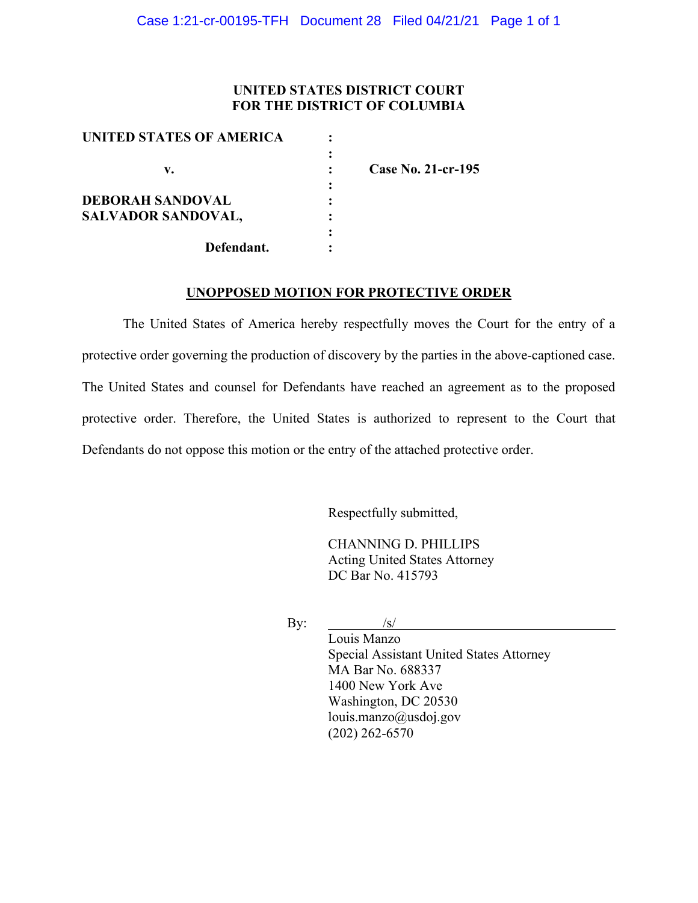**UNITED STATES DISTRICT COURT**
**FOR THE DISTRICT OF COLUMBIA**

| | | |
|---|---|---|
| **UNITED STATES OF AMERICA** | : | |
| | : | |
| **v.** | : | **Case No. 21-cr-195** |
| | : | |
| **DEBORAH SANDOVAL** | : | |
| **SALVADOR SANDOVAL,** | : | |
| | : | |
| **Defendant.** | : | |

**UNOPPOSED MOTION FOR PROTECTIVE ORDER**

The United States of America hereby respectfully moves the Court for the entry of a protective order governing the production of discovery by the parties in the above-captioned case. The United States and counsel for Defendants have reached an agreement as to the proposed protective order. Therefore, the United States is authorized to represent to the Court that Defendants do not oppose this motion or the entry of the attached protective order.

Respectfully submitted,

CHANNING D. PHILLIPS
Acting United States Attorney
DC Bar No. 415793

By: /s/
Louis Manzo
Special Assistant United States Attorney
MA Bar No. 688337
1400 New York Ave
Washington, DC 20530
louis.manzo@usdoj.gov
(202) 262-6570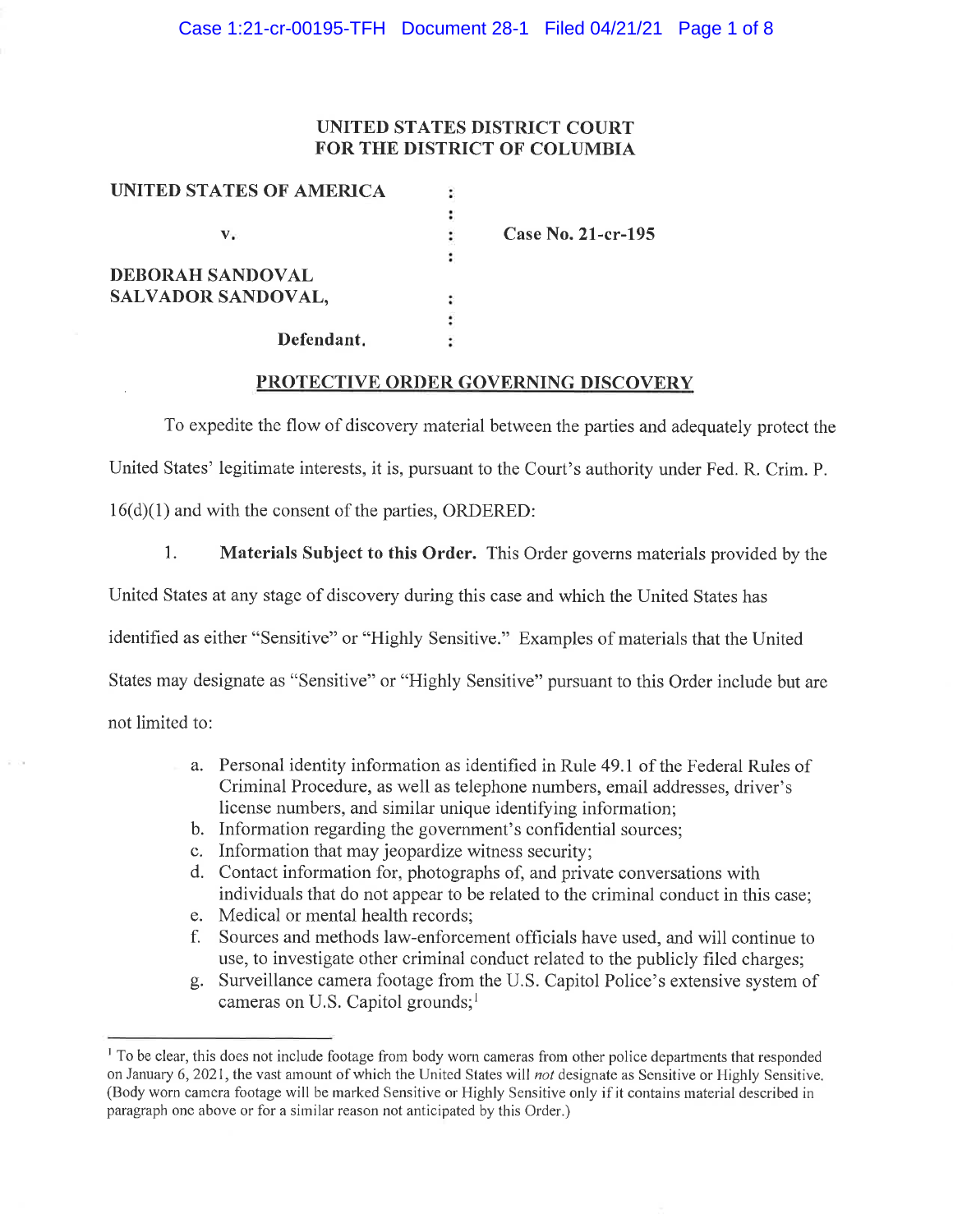**UNITED STATES DISTRICT COURT**
**FOR THE DISTRICT OF COLUMBIA**

| | | |
|---|---|---|
| **UNITED STATES OF AMERICA** | : | |
| | : | |
| **v.** | : | **Case No. 21-cr-195** |
| | : | |
| **DEBORAH SANDOVAL** | | |
| **SALVADOR SANDOVAL,** | : | |
| | : | |
| **Defendant.** | : | |

## PROTECTIVE ORDER GOVERNING DISCOVERY

To expedite the flow of discovery material between the parties and adequately protect the United States' legitimate interests, it is, pursuant to the Court's authority under Fed. R. Crim. P. 16(d)(1) and with the consent of the parties, ORDERED:

1. **Materials Subject to this Order.** This Order governs materials provided by the United States at any stage of discovery during this case and which the United States has identified as either "Sensitive" or "Highly Sensitive." Examples of materials that the United States may designate as "Sensitive" or "Highly Sensitive" pursuant to this Order include but are not limited to:

   a. Personal identity information as identified in Rule 49.1 of the Federal Rules of Criminal Procedure, as well as telephone numbers, email addresses, driver's license numbers, and similar unique identifying information;
   b. Information regarding the government's confidential sources;
   c. Information that may jeopardize witness security;
   d. Contact information for, photographs of, and private conversations with individuals that do not appear to be related to the criminal conduct in this case;
   e. Medical or mental health records;
   f. Sources and methods law-enforcement officials have used, and will continue to use, to investigate other criminal conduct related to the publicly filed charges;
   g. Surveillance camera footage from the U.S. Capitol Police's extensive system of cameras on U.S. Capitol grounds;[1]

[1] To be clear, this does not include footage from body worn cameras from other police departments that responded on January 6, 2021, the vast amount of which the United States will *not* designate as Sensitive or Highly Sensitive. (Body worn camera footage will be marked Sensitive or Highly Sensitive only if it contains material described in paragraph one above or for a similar reason not anticipated by this Order.)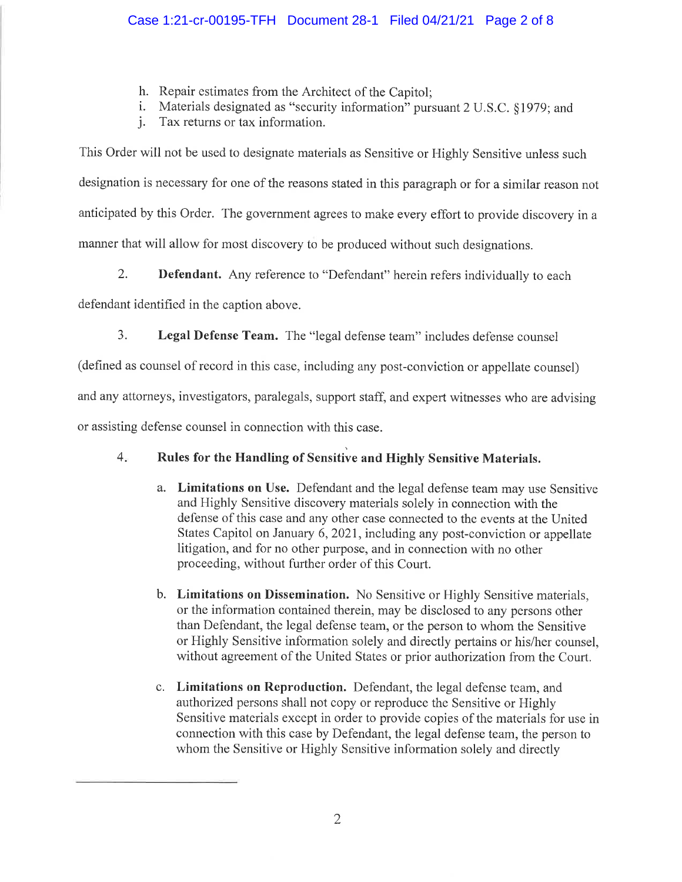h. Repair estimates from the Architect of the Capitol;
i. Materials designated as "security information" pursuant 2 U.S.C. §1979; and
j. Tax returns or tax information.

This Order will not be used to designate materials as Sensitive or Highly Sensitive unless such designation is necessary for one of the reasons stated in this paragraph or for a similar reason not anticipated by this Order. The government agrees to make every effort to provide discovery in a manner that will allow for most discovery to be produced without such designations.

2. **Defendant.** Any reference to "Defendant" herein refers individually to each defendant identified in the caption above.

3. **Legal Defense Team.** The "legal defense team" includes defense counsel (defined as counsel of record in this case, including any post-conviction or appellate counsel) and any attorneys, investigators, paralegals, support staff, and expert witnesses who are advising or assisting defense counsel in connection with this case.

4. **Rules for the Handling of Sensitive and Highly Sensitive Materials.**

   a. **Limitations on Use.** Defendant and the legal defense team may use Sensitive and Highly Sensitive discovery materials solely in connection with the defense of this case and any other case connected to the events at the United States Capitol on January 6, 2021, including any post-conviction or appellate litigation, and for no other purpose, and in connection with no other proceeding, without further order of this Court.

   b. **Limitations on Dissemination.** No Sensitive or Highly Sensitive materials, or the information contained therein, may be disclosed to any persons other than Defendant, the legal defense team, or the person to whom the Sensitive or Highly Sensitive information solely and directly pertains or his/her counsel, without agreement of the United States or prior authorization from the Court.

   c. **Limitations on Reproduction.** Defendant, the legal defense team, and authorized persons shall not copy or reproduce the Sensitive or Highly Sensitive materials except in order to provide copies of the materials for use in connection with this case by Defendant, the legal defense team, the person to whom the Sensitive or Highly Sensitive information solely and directly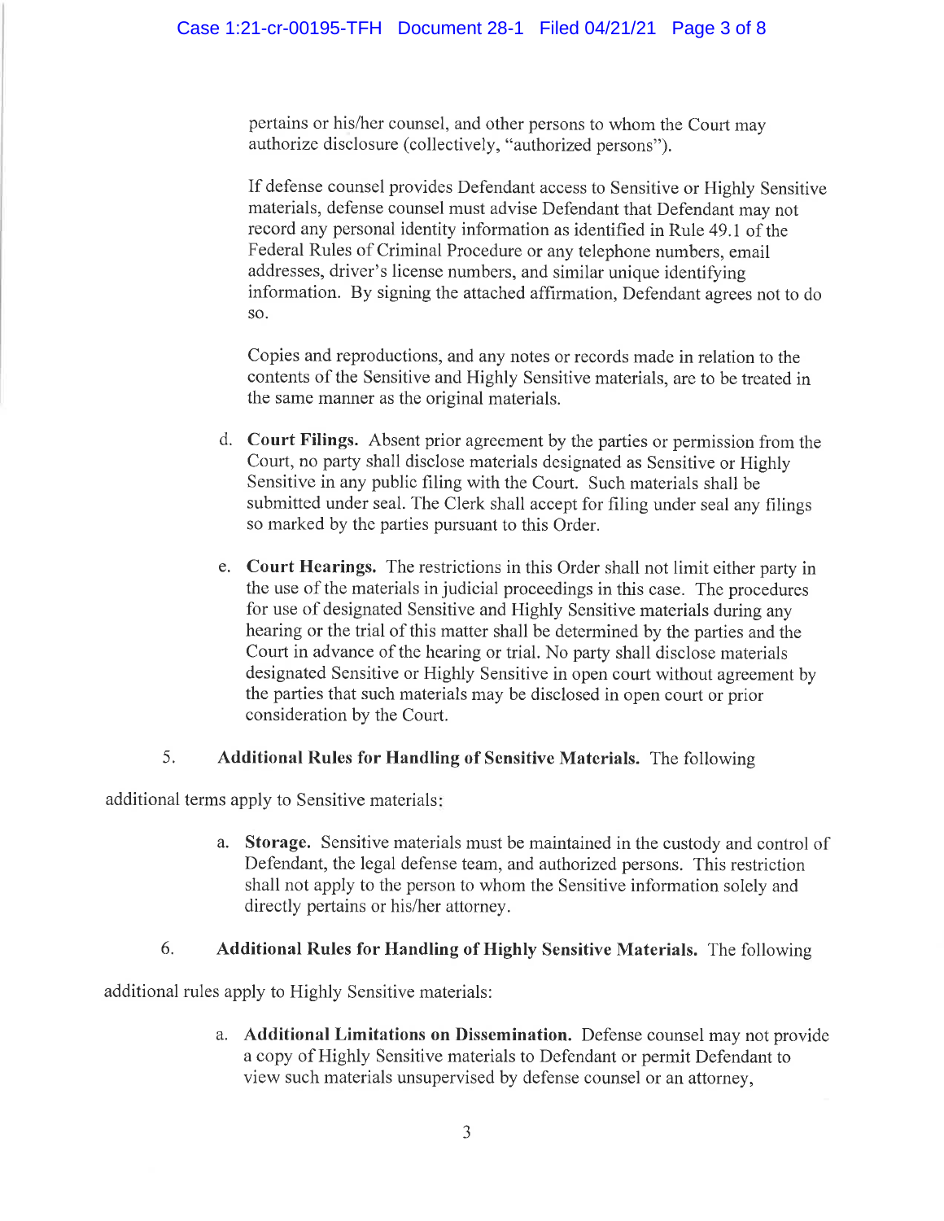pertains or his/her counsel, and other persons to whom the Court may authorize disclosure (collectively, "authorized persons").

If defense counsel provides Defendant access to Sensitive or Highly Sensitive materials, defense counsel must advise Defendant that Defendant may not record any personal identity information as identified in Rule 49.1 of the Federal Rules of Criminal Procedure or any telephone numbers, email addresses, driver's license numbers, and similar unique identifying information. By signing the attached affirmation, Defendant agrees not to do so.

Copies and reproductions, and any notes or records made in relation to the contents of the Sensitive and Highly Sensitive materials, are to be treated in the same manner as the original materials.

d. **Court Filings.** Absent prior agreement by the parties or permission from the Court, no party shall disclose materials designated as Sensitive or Highly Sensitive in any public filing with the Court. Such materials shall be submitted under seal. The Clerk shall accept for filing under seal any filings so marked by the parties pursuant to this Order.

e. **Court Hearings.** The restrictions in this Order shall not limit either party in the use of the materials in judicial proceedings in this case. The procedures for use of designated Sensitive and Highly Sensitive materials during any hearing or the trial of this matter shall be determined by the parties and the Court in advance of the hearing or trial. No party shall disclose materials designated Sensitive or Highly Sensitive in open court without agreement by the parties that such materials may be disclosed in open court or prior consideration by the Court.

5. **Additional Rules for Handling of Sensitive Materials.** The following additional terms apply to Sensitive materials:

a. **Storage.** Sensitive materials must be maintained in the custody and control of Defendant, the legal defense team, and authorized persons. This restriction shall not apply to the person to whom the Sensitive information solely and directly pertains or his/her attorney.

6. **Additional Rules for Handling of Highly Sensitive Materials.** The following additional rules apply to Highly Sensitive materials:

a. **Additional Limitations on Dissemination.** Defense counsel may not provide a copy of Highly Sensitive materials to Defendant or permit Defendant to view such materials unsupervised by defense counsel or an attorney,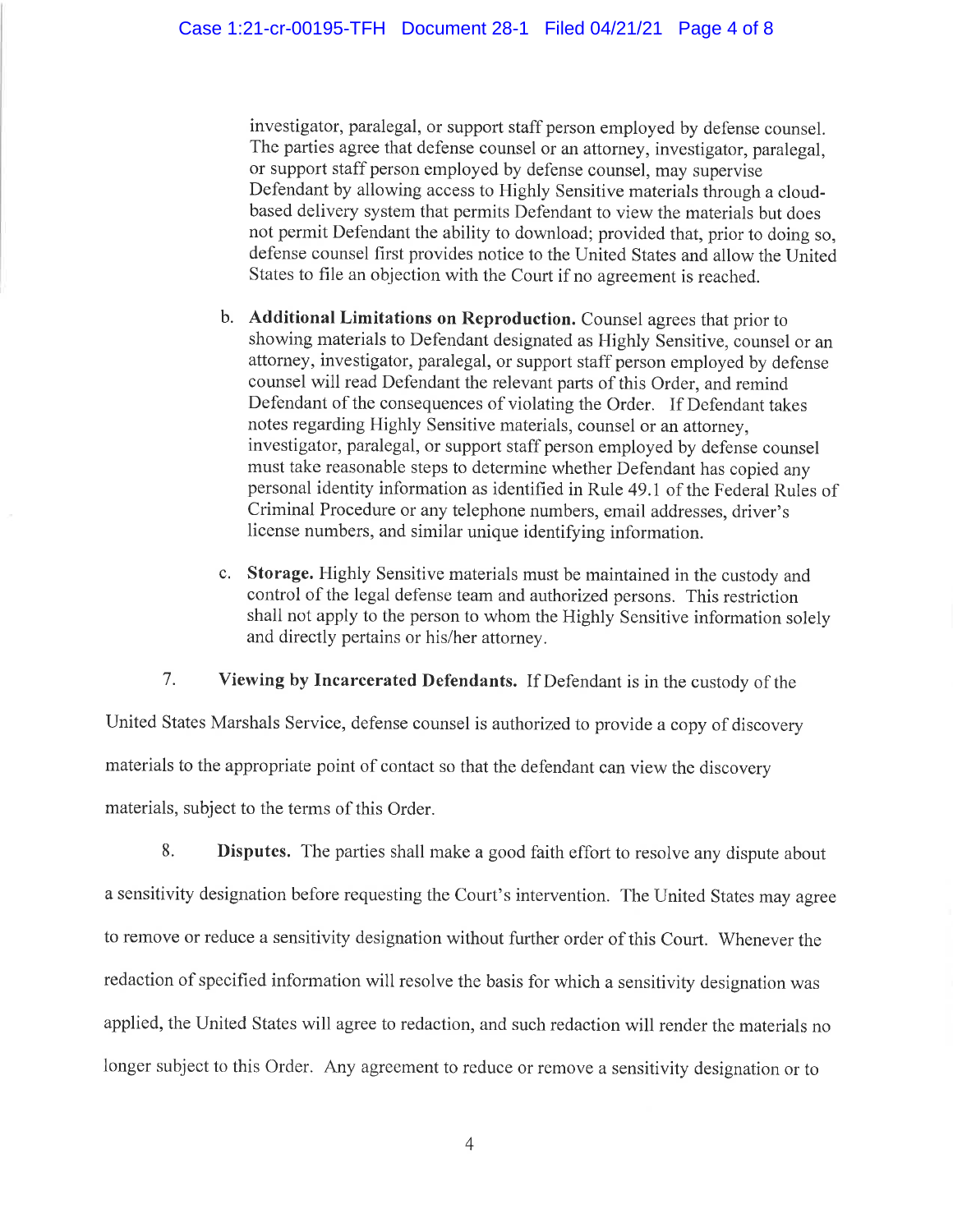investigator, paralegal, or support staff person employed by defense counsel. The parties agree that defense counsel or an attorney, investigator, paralegal, or support staff person employed by defense counsel, may supervise Defendant by allowing access to Highly Sensitive materials through a cloud-based delivery system that permits Defendant to view the materials but does not permit Defendant the ability to download; provided that, prior to doing so, defense counsel first provides notice to the United States and allow the United States to file an objection with the Court if no agreement is reached.

b. **Additional Limitations on Reproduction.** Counsel agrees that prior to showing materials to Defendant designated as Highly Sensitive, counsel or an attorney, investigator, paralegal, or support staff person employed by defense counsel will read Defendant the relevant parts of this Order, and remind Defendant of the consequences of violating the Order. If Defendant takes notes regarding Highly Sensitive materials, counsel or an attorney, investigator, paralegal, or support staff person employed by defense counsel must take reasonable steps to determine whether Defendant has copied any personal identity information as identified in Rule 49.1 of the Federal Rules of Criminal Procedure or any telephone numbers, email addresses, driver's license numbers, and similar unique identifying information.

c. **Storage.** Highly Sensitive materials must be maintained in the custody and control of the legal defense team and authorized persons. This restriction shall not apply to the person to whom the Highly Sensitive information solely and directly pertains or his/her attorney.

7. **Viewing by Incarcerated Defendants.** If Defendant is in the custody of the United States Marshals Service, defense counsel is authorized to provide a copy of discovery materials to the appropriate point of contact so that the defendant can view the discovery materials, subject to the terms of this Order.

8. **Disputes.** The parties shall make a good faith effort to resolve any dispute about a sensitivity designation before requesting the Court's intervention. The United States may agree to remove or reduce a sensitivity designation without further order of this Court. Whenever the redaction of specified information will resolve the basis for which a sensitivity designation was applied, the United States will agree to redaction, and such redaction will render the materials no longer subject to this Order. Any agreement to reduce or remove a sensitivity designation or to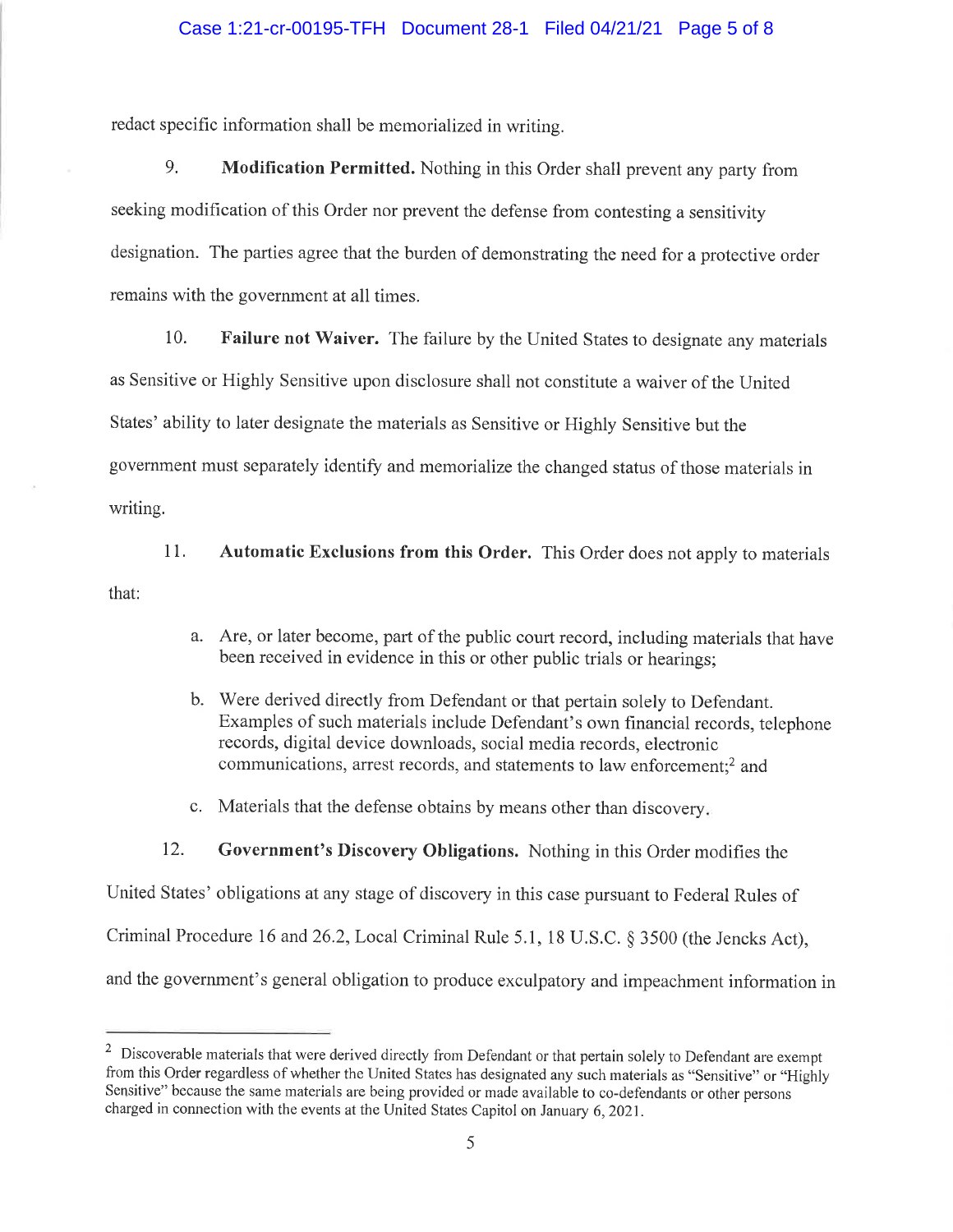redact specific information shall be memorialized in writing.

9. **Modification Permitted.** Nothing in this Order shall prevent any party from seeking modification of this Order nor prevent the defense from contesting a sensitivity designation. The parties agree that the burden of demonstrating the need for a protective order remains with the government at all times.

10. **Failure not Waiver.** The failure by the United States to designate any materials as Sensitive or Highly Sensitive upon disclosure shall not constitute a waiver of the United States' ability to later designate the materials as Sensitive or Highly Sensitive but the government must separately identify and memorialize the changed status of those materials in writing.

11. **Automatic Exclusions from this Order.** This Order does not apply to materials that:

a. Are, or later become, part of the public court record, including materials that have been received in evidence in this or other public trials or hearings;

b. Were derived directly from Defendant or that pertain solely to Defendant. Examples of such materials include Defendant's own financial records, telephone records, digital device downloads, social media records, electronic communications, arrest records, and statements to law enforcement;[2] and

c. Materials that the defense obtains by means other than discovery.

12. **Government's Discovery Obligations.** Nothing in this Order modifies the United States' obligations at any stage of discovery in this case pursuant to Federal Rules of Criminal Procedure 16 and 26.2, Local Criminal Rule 5.1, 18 U.S.C. § 3500 (the Jencks Act), and the government's general obligation to produce exculpatory and impeachment information in

[2] Discoverable materials that were derived directly from Defendant or that pertain solely to Defendant are exempt from this Order regardless of whether the United States has designated any such materials as "Sensitive" or "Highly Sensitive" because the same materials are being provided or made available to co-defendants or other persons charged in connection with the events at the United States Capitol on January 6, 2021.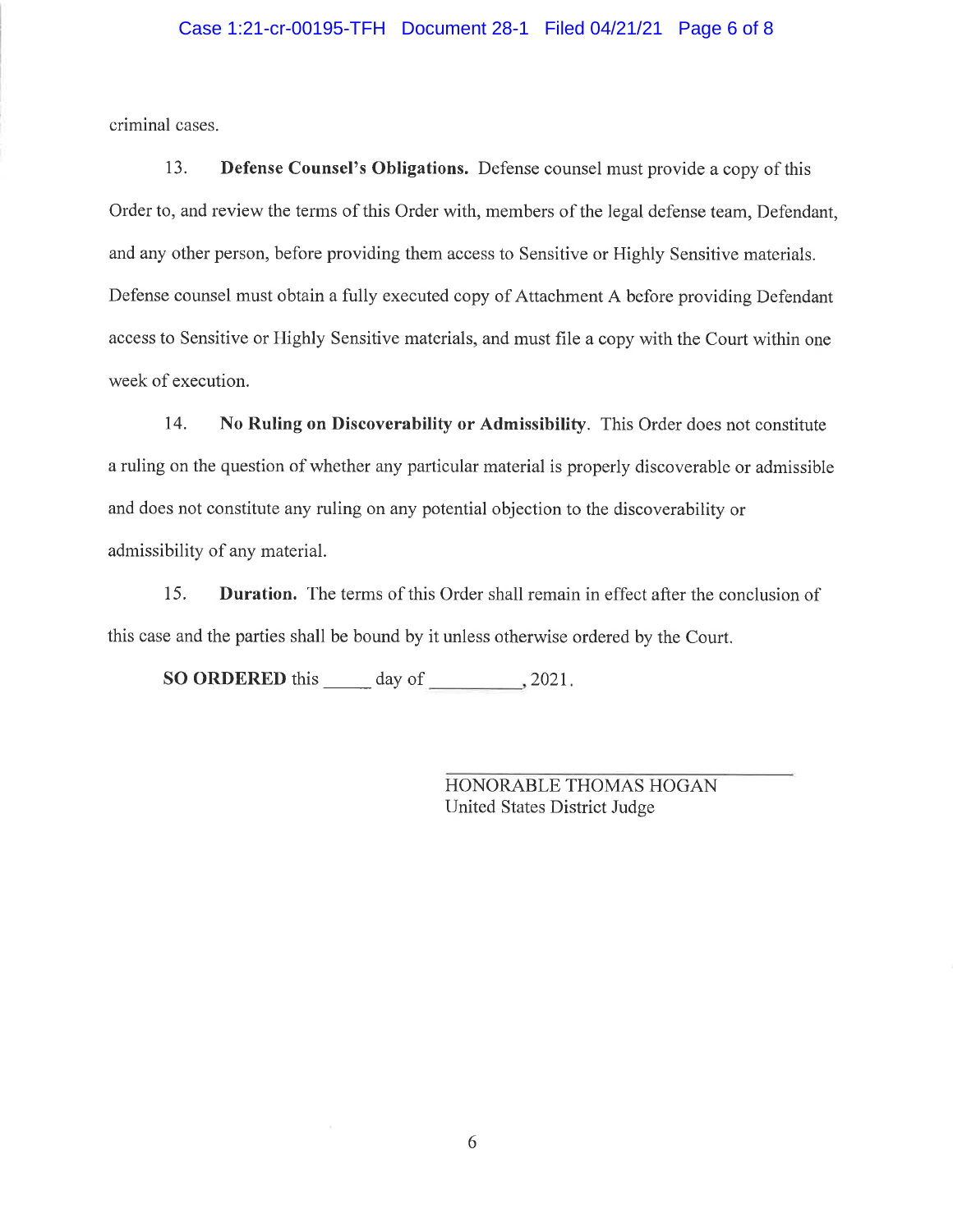criminal cases.

13. **Defense Counsel's Obligations.** Defense counsel must provide a copy of this Order to, and review the terms of this Order with, members of the legal defense team, Defendant, and any other person, before providing them access to Sensitive or Highly Sensitive materials. Defense counsel must obtain a fully executed copy of Attachment A before providing Defendant access to Sensitive or Highly Sensitive materials, and must file a copy with the Court within one week of execution.

14. **No Ruling on Discoverability or Admissibility**. This Order does not constitute a ruling on the question of whether any particular material is properly discoverable or admissible and does not constitute any ruling on any potential objection to the discoverability or admissibility of any material.

15. **Duration.** The terms of this Order shall remain in effect after the conclusion of this case and the parties shall be bound by it unless otherwise ordered by the Court.

**SO ORDERED** this _____ day of __________, 2021.

HONORABLE THOMAS HOGAN
United States District Judge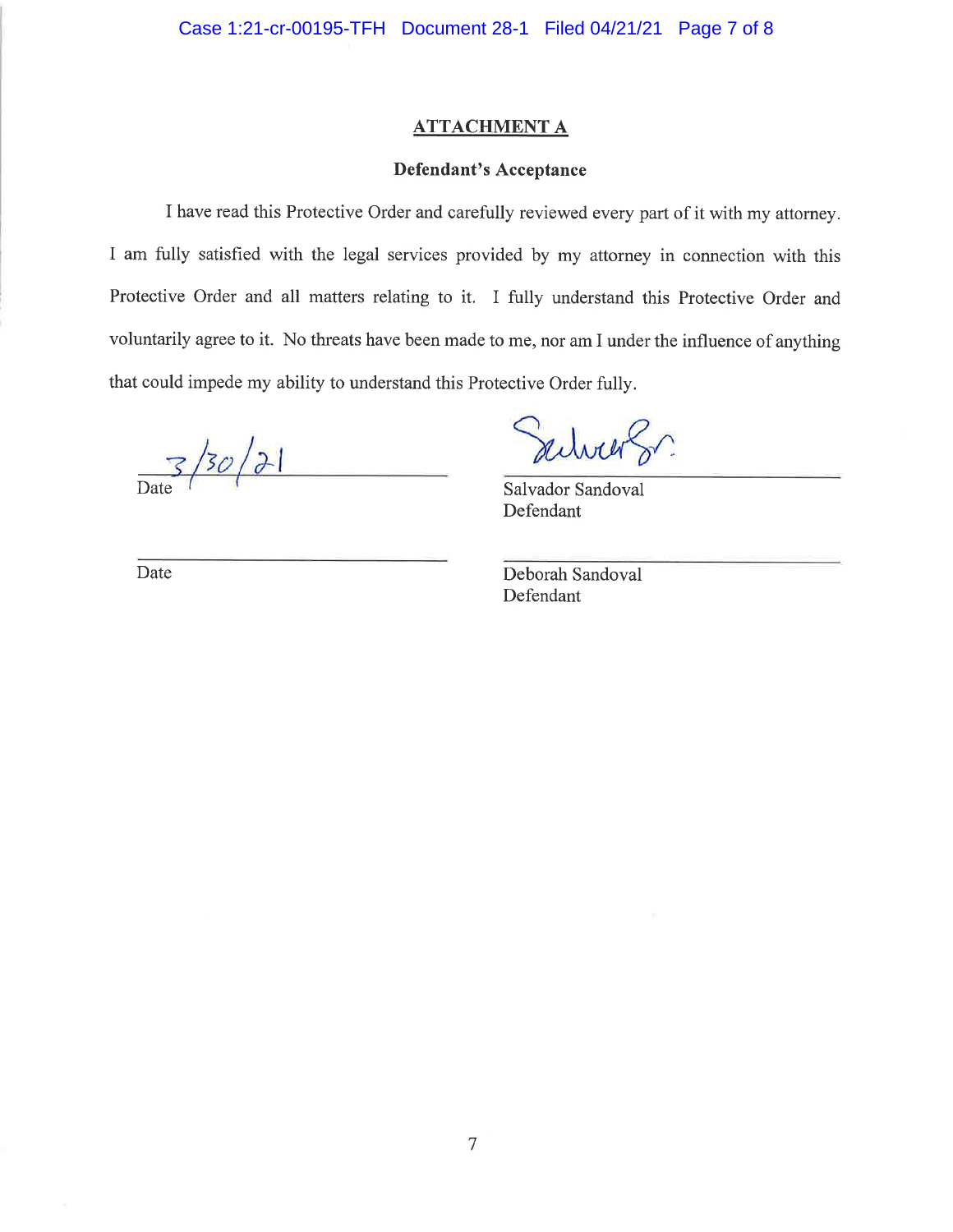## ATTACHMENT A

### Defendant's Acceptance

I have read this Protective Order and carefully reviewed every part of it with my attorney. I am fully satisfied with the legal services provided by my attorney in connection with this Protective Order and all matters relating to it. I fully understand this Protective Order and voluntarily agree to it. No threats have been made to me, nor am I under the influence of anything that could impede my ability to understand this Protective Order fully.

3/30/21
Date

Salvador Sandoval
Defendant

Date

Deborah Sandoval
Defendant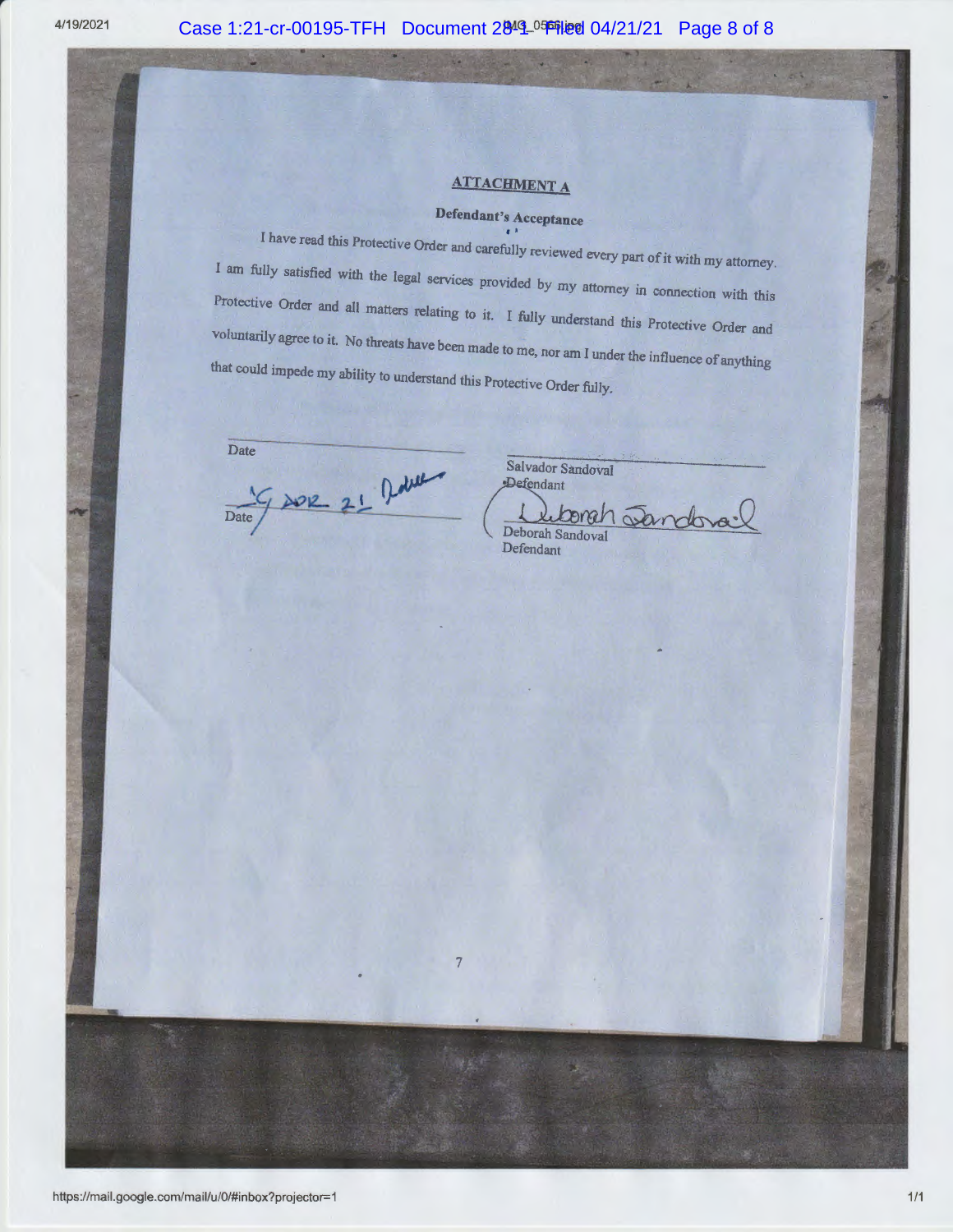## ATTACHMENT A

### Defendant's Acceptance

I have read this Protective Order and carefully reviewed every part of it with my attorney. I am fully satisfied with the legal services provided by my attorney in connection with this Protective Order and all matters relating to it. I fully understand this Protective Order and voluntarily agree to it. No threats have been made to me, nor am I under the influence of anything that could impede my ability to understand this Protective Order fully.

Date

Salvador Sandoval
Defendant

19 APR 21

Date

Deborah Sandoval
Defendant